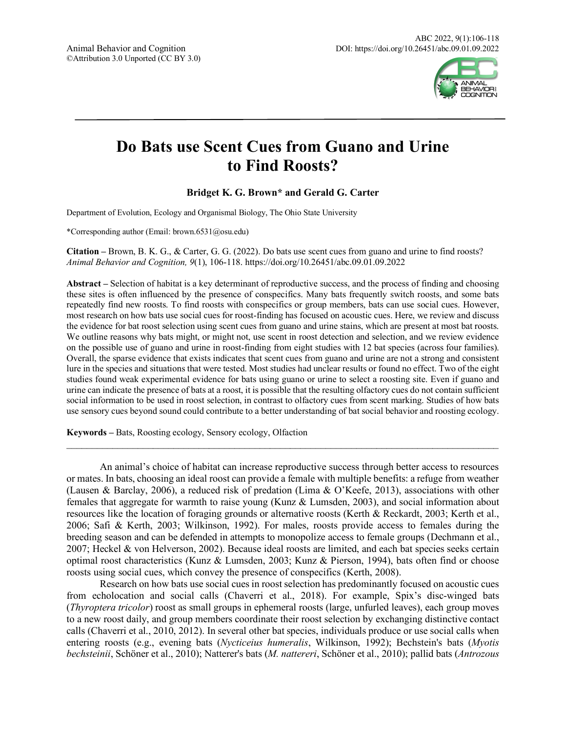# Do Bats use Scent Cues from Guano and Urine to Find Roosts?

**Bridget K. G. Brown* and Gerald G. Carter**

Department of Evolution, Ecology and Organismal Biology, The Ohio State University

*Corresponding author (Email: brown.6531@osu.edu)

**Citation –** Brown, B. K. G., & Carter, G. G. (2022). Do bats use scent cues from guano and urine to find roosts? *Animal Behavior and Cognition, 9*(1), 106-118. https://doi.org/10.26451/abc.09.01.09.2022

**Abstract –** Selection of habitat is a key determinant of reproductive success, and the process of finding and choosing these sites is often influenced by the presence of conspecifics. Many bats frequently switch roosts, and some bats repeatedly find new roosts. To find roosts with conspecifics or group members, bats can use social cues. However, most research on how bats use social cues for roost-finding has focused on acoustic cues. Here, we review and discuss the evidence for bat roost selection using scent cues from guano and urine stains, which are present at most bat roosts. We outline reasons why bats might, or might not, use scent in roost detection and selection, and we review evidence on the possible use of guano and urine in roost-finding from eight studies with 12 bat species (across four families). Overall, the sparse evidence that exists indicates that scent cues from guano and urine are not a strong and consistent lure in the species and situations that were tested. Most studies had unclear results or found no effect. Two of the eight studies found weak experimental evidence for bats using guano or urine to select a roosting site. Even if guano and urine can indicate the presence of bats at a roost, it is possible that the resulting olfactory cues do not contain sufficient social information to be used in roost selection, in contrast to olfactory cues from scent marking. Studies of how bats use sensory cues beyond sound could contribute to a better understanding of bat social behavior and roosting ecology.

**Keywords –** Bats, Roosting ecology, Sensory ecology, Olfaction

---

An animal's choice of habitat can increase reproductive success through better access to resources or mates. In bats, choosing an ideal roost can provide a female with multiple benefits: a refuge from weather (Lausen & Barclay, 2006), a reduced risk of predation (Lima & O'Keefe, 2013), associations with other females that aggregate for warmth to raise young (Kunz & Lumsden, 2003), and social information about resources like the location of foraging grounds or alternative roosts (Kerth & Reckardt, 2003; Kerth et al., 2006; Safi & Kerth, 2003; Wilkinson, 1992). For males, roosts provide access to females during the breeding season and can be defended in attempts to monopolize access to female groups (Dechmann et al., 2007; Heckel & von Helverson, 2002). Because ideal roosts are limited, and each bat species seeks certain optimal roost characteristics (Kunz & Lumsden, 2003; Kunz & Pierson, 1994), bats often find or choose roosts using social cues, which convey the presence of conspecifics (Kerth, 2008).

Research on how bats use social cues in roost selection has predominantly focused on acoustic cues from echolocation and social calls (Chaverri et al., 2018). For example, Spix's disc-winged bats (*Thyroptera tricolor*) roost as small groups in ephemeral roosts (large, unfurled leaves), each group moves to a new roost daily, and group members coordinate their roost selection by exchanging distinctive contact calls (Chaverri et al., 2010, 2012). In several other bat species, individuals produce or use social calls when entering roosts (e.g., evening bats (*Nycticeius humeralis*, Wilkinson, 1992); Bechstein's bats (*Myotis bechsteinii*, Schöner et al., 2010); Natterer's bats (*M. nattereri*, Schöner et al., 2010); pallid bats (*Antrozous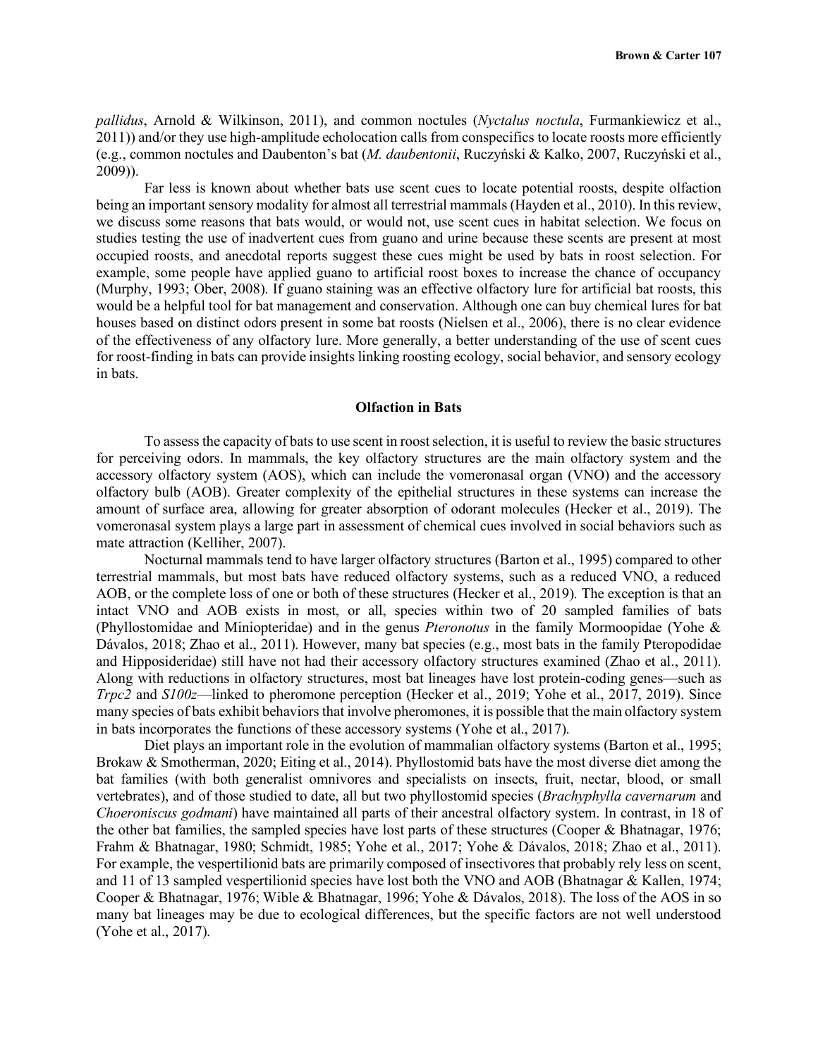*pallidus*, Arnold & Wilkinson, 2011), and common noctules (*Nyctalus noctula*, Furmankiewicz et al., 2011)) and/or they use high-amplitude echolocation calls from conspecifics to locate roosts more efficiently (e.g., common noctules and Daubenton's bat (*M. daubentonii*, Ruczyński & Kalko, 2007, Ruczyński et al., 2009)).

Far less is known about whether bats use scent cues to locate potential roosts, despite olfaction being an important sensory modality for almost all terrestrial mammals (Hayden et al., 2010). In this review, we discuss some reasons that bats would, or would not, use scent cues in habitat selection. We focus on studies testing the use of inadvertent cues from guano and urine because these scents are present at most occupied roosts, and anecdotal reports suggest these cues might be used by bats in roost selection. For example, some people have applied guano to artificial roost boxes to increase the chance of occupancy (Murphy, 1993; Ober, 2008). If guano staining was an effective olfactory lure for artificial bat roosts, this would be a helpful tool for bat management and conservation. Although one can buy chemical lures for bat houses based on distinct odors present in some bat roosts (Nielsen et al., 2006), there is no clear evidence of the effectiveness of any olfactory lure. More generally, a better understanding of the use of scent cues for roost-finding in bats can provide insights linking roosting ecology, social behavior, and sensory ecology in bats.

## Olfaction in Bats

To assess the capacity of bats to use scent in roost selection, it is useful to review the basic structures for perceiving odors. In mammals, the key olfactory structures are the main olfactory system and the accessory olfactory system (AOS), which can include the vomeronasal organ (VNO) and the accessory olfactory bulb (AOB). Greater complexity of the epithelial structures in these systems can increase the amount of surface area, allowing for greater absorption of odorant molecules (Hecker et al., 2019). The vomeronasal system plays a large part in assessment of chemical cues involved in social behaviors such as mate attraction (Kelliher, 2007).

Nocturnal mammals tend to have larger olfactory structures (Barton et al., 1995) compared to other terrestrial mammals, but most bats have reduced olfactory systems, such as a reduced VNO, a reduced AOB, or the complete loss of one or both of these structures (Hecker et al., 2019). The exception is that an intact VNO and AOB exists in most, or all, species within two of 20 sampled families of bats (Phyllostomidae and Miniopteridae) and in the genus *Pteronotus* in the family Mormoopidae (Yohe & Dávalos, 2018; Zhao et al., 2011). However, many bat species (e.g., most bats in the family Pteropodidae and Hipposideridae) still have not had their accessory olfactory structures examined (Zhao et al., 2011). Along with reductions in olfactory structures, most bat lineages have lost protein-coding genes—such as *Trpc2* and *S100z*—linked to pheromone perception (Hecker et al., 2019; Yohe et al., 2017, 2019). Since many species of bats exhibit behaviors that involve pheromones, it is possible that the main olfactory system in bats incorporates the functions of these accessory systems (Yohe et al., 2017).

Diet plays an important role in the evolution of mammalian olfactory systems (Barton et al., 1995; Brokaw & Smotherman, 2020; Eiting et al., 2014). Phyllostomid bats have the most diverse diet among the bat families (with both generalist omnivores and specialists on insects, fruit, nectar, blood, or small vertebrates), and of those studied to date, all but two phyllostomid species (*Brachyphylla cavernarum* and *Choeroniscus godmani*) have maintained all parts of their ancestral olfactory system. In contrast, in 18 of the other bat families, the sampled species have lost parts of these structures (Cooper & Bhatnagar, 1976; Frahm & Bhatnagar, 1980; Schmidt, 1985; Yohe et al., 2017; Yohe & Dávalos, 2018; Zhao et al., 2011). For example, the vespertilionid bats are primarily composed of insectivores that probably rely less on scent, and 11 of 13 sampled vespertilionid species have lost both the VNO and AOB (Bhatnagar & Kallen, 1974; Cooper & Bhatnagar, 1976; Wible & Bhatnagar, 1996; Yohe & Dávalos, 2018). The loss of the AOS in so many bat lineages may be due to ecological differences, but the specific factors are not well understood (Yohe et al., 2017).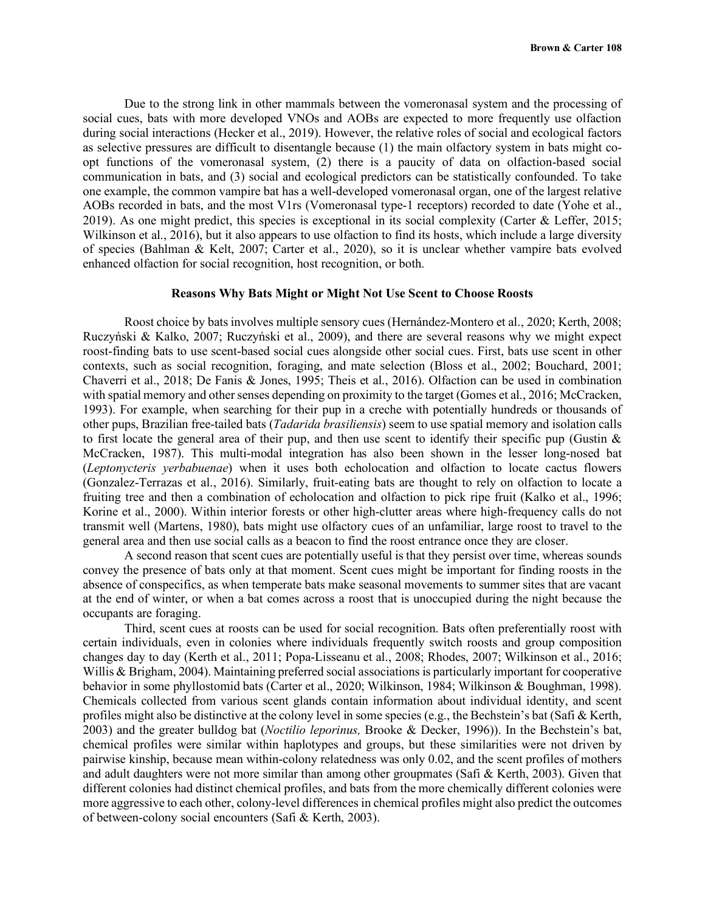Due to the strong link in other mammals between the vomeronasal system and the processing of social cues, bats with more developed VNOs and AOBs are expected to more frequently use olfaction during social interactions (Hecker et al., 2019). However, the relative roles of social and ecological factors as selective pressures are difficult to disentangle because (1) the main olfactory system in bats might co-opt functions of the vomeronasal system, (2) there is a paucity of data on olfaction-based social communication in bats, and (3) social and ecological predictors can be statistically confounded. To take one example, the common vampire bat has a well-developed vomeronasal organ, one of the largest relative AOBs recorded in bats, and the most V1rs (Vomeronasal type-1 receptors) recorded to date (Yohe et al., 2019). As one might predict, this species is exceptional in its social complexity (Carter & Leffer, 2015; Wilkinson et al., 2016), but it also appears to use olfaction to find its hosts, which include a large diversity of species (Bahlman & Kelt, 2007; Carter et al., 2020), so it is unclear whether vampire bats evolved enhanced olfaction for social recognition, host recognition, or both.

## Reasons Why Bats Might or Might Not Use Scent to Choose Roosts

Roost choice by bats involves multiple sensory cues (Hernández-Montero et al., 2020; Kerth, 2008; Ruczyński & Kalko, 2007; Ruczyński et al., 2009), and there are several reasons why we might expect roost-finding bats to use scent-based social cues alongside other social cues. First, bats use scent in other contexts, such as social recognition, foraging, and mate selection (Bloss et al., 2002; Bouchard, 2001; Chaverri et al., 2018; De Fanis & Jones, 1995; Theis et al., 2016). Olfaction can be used in combination with spatial memory and other senses depending on proximity to the target (Gomes et al., 2016; McCracken, 1993). For example, when searching for their pup in a creche with potentially hundreds or thousands of other pups, Brazilian free-tailed bats (*Tadarida brasiliensis*) seem to use spatial memory and isolation calls to first locate the general area of their pup, and then use scent to identify their specific pup (Gustin & McCracken, 1987). This multi-modal integration has also been shown in the lesser long-nosed bat (*Leptonycteris yerbabuenae*) when it uses both echolocation and olfaction to locate cactus flowers (Gonzalez-Terrazas et al., 2016). Similarly, fruit-eating bats are thought to rely on olfaction to locate a fruiting tree and then a combination of echolocation and olfaction to pick ripe fruit (Kalko et al., 1996; Korine et al., 2000). Within interior forests or other high-clutter areas where high-frequency calls do not transmit well (Martens, 1980), bats might use olfactory cues of an unfamiliar, large roost to travel to the general area and then use social calls as a beacon to find the roost entrance once they are closer.

A second reason that scent cues are potentially useful is that they persist over time, whereas sounds convey the presence of bats only at that moment. Scent cues might be important for finding roosts in the absence of conspecifics, as when temperate bats make seasonal movements to summer sites that are vacant at the end of winter, or when a bat comes across a roost that is unoccupied during the night because the occupants are foraging.

Third, scent cues at roosts can be used for social recognition. Bats often preferentially roost with certain individuals, even in colonies where individuals frequently switch roosts and group composition changes day to day (Kerth et al., 2011; Popa-Lisseanu et al., 2008; Rhodes, 2007; Wilkinson et al., 2016; Willis & Brigham, 2004). Maintaining preferred social associations is particularly important for cooperative behavior in some phyllostomid bats (Carter et al., 2020; Wilkinson, 1984; Wilkinson & Boughman, 1998). Chemicals collected from various scent glands contain information about individual identity, and scent profiles might also be distinctive at the colony level in some species (e.g., the Bechstein's bat (Safi & Kerth, 2003) and the greater bulldog bat (*Noctilio leporinus,* Brooke & Decker, 1996)). In the Bechstein's bat, chemical profiles were similar within haplotypes and groups, but these similarities were not driven by pairwise kinship, because mean within-colony relatedness was only 0.02, and the scent profiles of mothers and adult daughters were not more similar than among other groupmates (Safi & Kerth, 2003). Given that different colonies had distinct chemical profiles, and bats from the more chemically different colonies were more aggressive to each other, colony-level differences in chemical profiles might also predict the outcomes of between-colony social encounters (Safi & Kerth, 2003).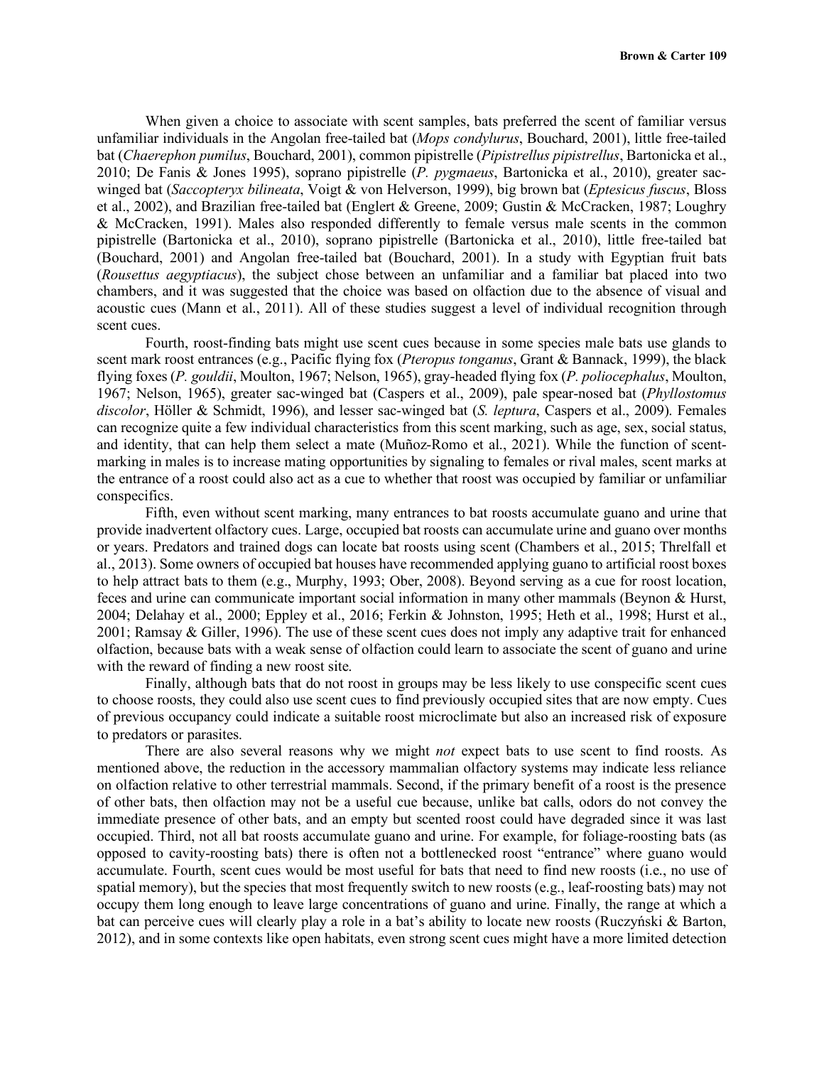When given a choice to associate with scent samples, bats preferred the scent of familiar versus unfamiliar individuals in the Angolan free-tailed bat (*Mops condylurus*, Bouchard, 2001), little free-tailed bat (*Chaerephon pumilus*, Bouchard, 2001), common pipistrelle (*Pipistrellus pipistrellus*, Bartonicka et al., 2010; De Fanis & Jones 1995), soprano pipistrelle (*P. pygmaeus*, Bartonicka et al., 2010), greater sac-winged bat (*Saccopteryx bilineata*, Voigt & von Helverson, 1999), big brown bat (*Eptesicus fuscus*, Bloss et al., 2002), and Brazilian free-tailed bat (Englert & Greene, 2009; Gustin & McCracken, 1987; Loughry & McCracken, 1991). Males also responded differently to female versus male scents in the common pipistrelle (Bartonicka et al., 2010), soprano pipistrelle (Bartonicka et al., 2010), little free-tailed bat (Bouchard, 2001) and Angolan free-tailed bat (Bouchard, 2001). In a study with Egyptian fruit bats (*Rousettus aegyptiacus*), the subject chose between an unfamiliar and a familiar bat placed into two chambers, and it was suggested that the choice was based on olfaction due to the absence of visual and acoustic cues (Mann et al., 2011). All of these studies suggest a level of individual recognition through scent cues.

Fourth, roost-finding bats might use scent cues because in some species male bats use glands to scent mark roost entrances (e.g., Pacific flying fox (*Pteropus tonganus*, Grant & Bannack, 1999), the black flying foxes (*P. gouldii*, Moulton, 1967; Nelson, 1965), gray-headed flying fox (*P. poliocephalus*, Moulton, 1967; Nelson, 1965), greater sac-winged bat (Caspers et al., 2009), pale spear-nosed bat (*Phyllostomus discolor*, Höller & Schmidt, 1996), and lesser sac-winged bat (*S. leptura*, Caspers et al., 2009). Females can recognize quite a few individual characteristics from this scent marking, such as age, sex, social status, and identity, that can help them select a mate (Muñoz-Romo et al., 2021). While the function of scent-marking in males is to increase mating opportunities by signaling to females or rival males, scent marks at the entrance of a roost could also act as a cue to whether that roost was occupied by familiar or unfamiliar conspecifics.

Fifth, even without scent marking, many entrances to bat roosts accumulate guano and urine that provide inadvertent olfactory cues. Large, occupied bat roosts can accumulate urine and guano over months or years. Predators and trained dogs can locate bat roosts using scent (Chambers et al., 2015; Threlfall et al., 2013). Some owners of occupied bat houses have recommended applying guano to artificial roost boxes to help attract bats to them (e.g., Murphy, 1993; Ober, 2008). Beyond serving as a cue for roost location, feces and urine can communicate important social information in many other mammals (Beynon & Hurst, 2004; Delahay et al., 2000; Eppley et al., 2016; Ferkin & Johnston, 1995; Heth et al., 1998; Hurst et al., 2001; Ramsay & Giller, 1996). The use of these scent cues does not imply any adaptive trait for enhanced olfaction, because bats with a weak sense of olfaction could learn to associate the scent of guano and urine with the reward of finding a new roost site.

Finally, although bats that do not roost in groups may be less likely to use conspecific scent cues to choose roosts, they could also use scent cues to find previously occupied sites that are now empty. Cues of previous occupancy could indicate a suitable roost microclimate but also an increased risk of exposure to predators or parasites.

There are also several reasons why we might *not* expect bats to use scent to find roosts. As mentioned above, the reduction in the accessory mammalian olfactory systems may indicate less reliance on olfaction relative to other terrestrial mammals. Second, if the primary benefit of a roost is the presence of other bats, then olfaction may not be a useful cue because, unlike bat calls, odors do not convey the immediate presence of other bats, and an empty but scented roost could have degraded since it was last occupied. Third, not all bat roosts accumulate guano and urine. For example, for foliage-roosting bats (as opposed to cavity-roosting bats) there is often not a bottlenecked roost "entrance" where guano would accumulate. Fourth, scent cues would be most useful for bats that need to find new roosts (i.e., no use of spatial memory), but the species that most frequently switch to new roosts (e.g., leaf-roosting bats) may not occupy them long enough to leave large concentrations of guano and urine. Finally, the range at which a bat can perceive cues will clearly play a role in a bat's ability to locate new roosts (Ruczyński & Barton, 2012), and in some contexts like open habitats, even strong scent cues might have a more limited detection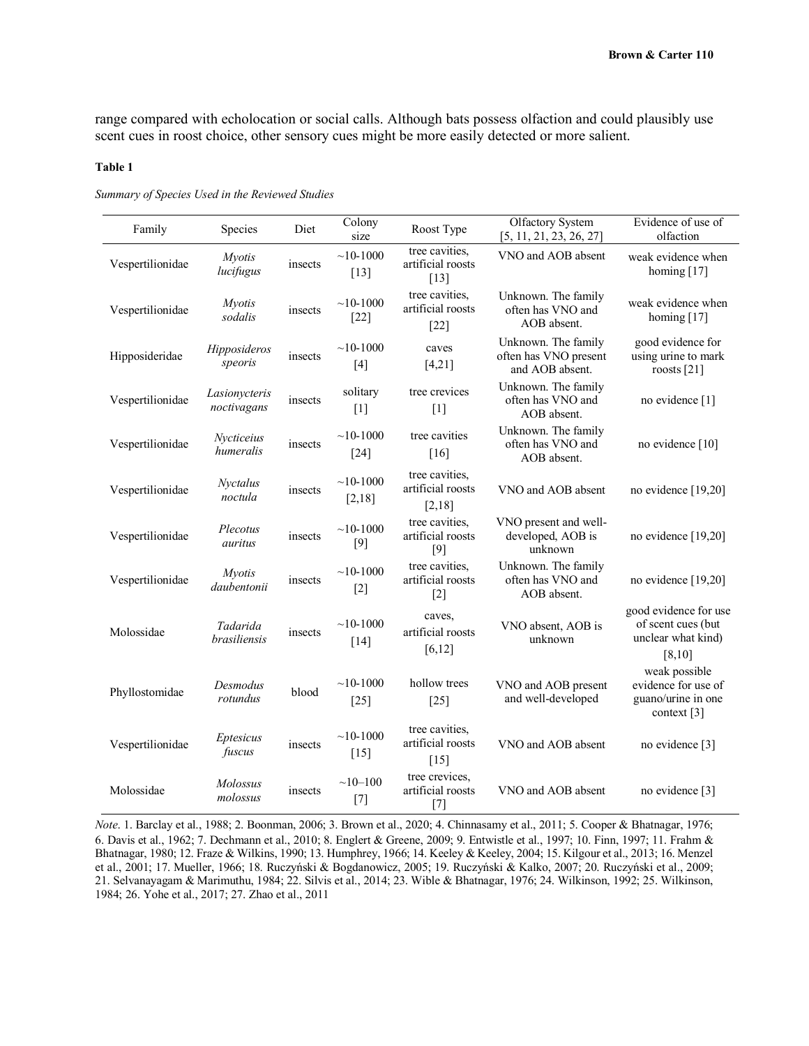range compared with echolocation or social calls. Although bats possess olfaction and could plausibly use scent cues in roost choice, other sensory cues might be more easily detected or more salient.

**Table 1**

*Summary of Species Used in the Reviewed Studies*

| Family | Species | Diet | Colony size | Roost Type | Olfactory System [5, 11, 21, 23, 26, 27] | Evidence of use of olfaction |
|---|---|---|---|---|---|---|
| Vespertilionidae | *Myotis lucifugus* | insects | ~10-1000 [13] | tree cavities, artificial roosts [13] | VNO and AOB absent | weak evidence when homing [17] |
| Vespertilionidae | *Myotis sodalis* | insects | ~10-1000 [22] | tree cavities, artificial roosts [22] | Unknown. The family often has VNO and AOB absent. | weak evidence when homing [17] |
| Hipposideridae | *Hipposideros speoris* | insects | ~10-1000 [4] | caves [4,21] | Unknown. The family often has VNO present and AOB absent. | good evidence for using urine to mark roosts [21] |
| Vespertilionidae | *Lasionycteris noctivagans* | insects | solitary [1] | tree crevices [1] | Unknown. The family often has VNO and AOB absent. | no evidence [1] |
| Vespertilionidae | *Nycticeius humeralis* | insects | ~10-1000 [24] | tree cavities [16] | Unknown. The family often has VNO and AOB absent. | no evidence [10] |
| Vespertilionidae | *Nyctalus noctula* | insects | ~10-1000 [2,18] | tree cavities, artificial roosts [2,18] | VNO and AOB absent | no evidence [19,20] |
| Vespertilionidae | *Plecotus auritus* | insects | ~10-1000 [9] | tree cavities, artificial roosts [9] | VNO present and well-developed, AOB is unknown | no evidence [19,20] |
| Vespertilionidae | *Myotis daubentonii* | insects | ~10-1000 [2] | tree cavities, artificial roosts [2] | Unknown. The family often has VNO and AOB absent. | no evidence [19,20] |
| Molossidae | *Tadarida brasiliensis* | insects | ~10-1000 [14] | caves, artificial roosts [6,12] | VNO absent, AOB is unknown | good evidence for use of scent cues (but unclear what kind) [8,10] |
| Phyllostomidae | *Desmodus rotundus* | blood | ~10-1000 [25] | hollow trees [25] | VNO and AOB present and well-developed | weak possible evidence for use of guano/urine in one context [3] |
| Vespertilionidae | *Eptesicus fuscus* | insects | ~10-1000 [15] | tree cavities, artificial roosts [15] | VNO and AOB absent | no evidence [3] |
| Molossidae | *Molossus molossus* | insects | ~10–100 [7] | tree crevices, artificial roosts [7] | VNO and AOB absent | no evidence [3] |

*Note*. 1. Barclay et al., 1988; 2. Boonman, 2006; 3. Brown et al., 2020; 4. Chinnasamy et al., 2011; 5. Cooper & Bhatnagar, 1976; 6. Davis et al., 1962; 7. Dechmann et al., 2010; 8. Englert & Greene, 2009; 9. Entwistle et al., 1997; 10. Finn, 1997; 11. Frahm & Bhatnagar, 1980; 12. Fraze & Wilkins, 1990; 13. Humphrey, 1966; 14. Keeley & Keeley, 2004; 15. Kilgour et al., 2013; 16. Menzel et al., 2001; 17. Mueller, 1966; 18. Ruczyński & Bogdanowicz, 2005; 19. Ruczyński & Kalko, 2007; 20. Ruczyński et al., 2009; 21. Selvanayagam & Marimuthu, 1984; 22. Silvis et al., 2014; 23. Wible & Bhatnagar, 1976; 24. Wilkinson, 1992; 25. Wilkinson, 1984; 26. Yohe et al., 2017; 27. Zhao et al., 2011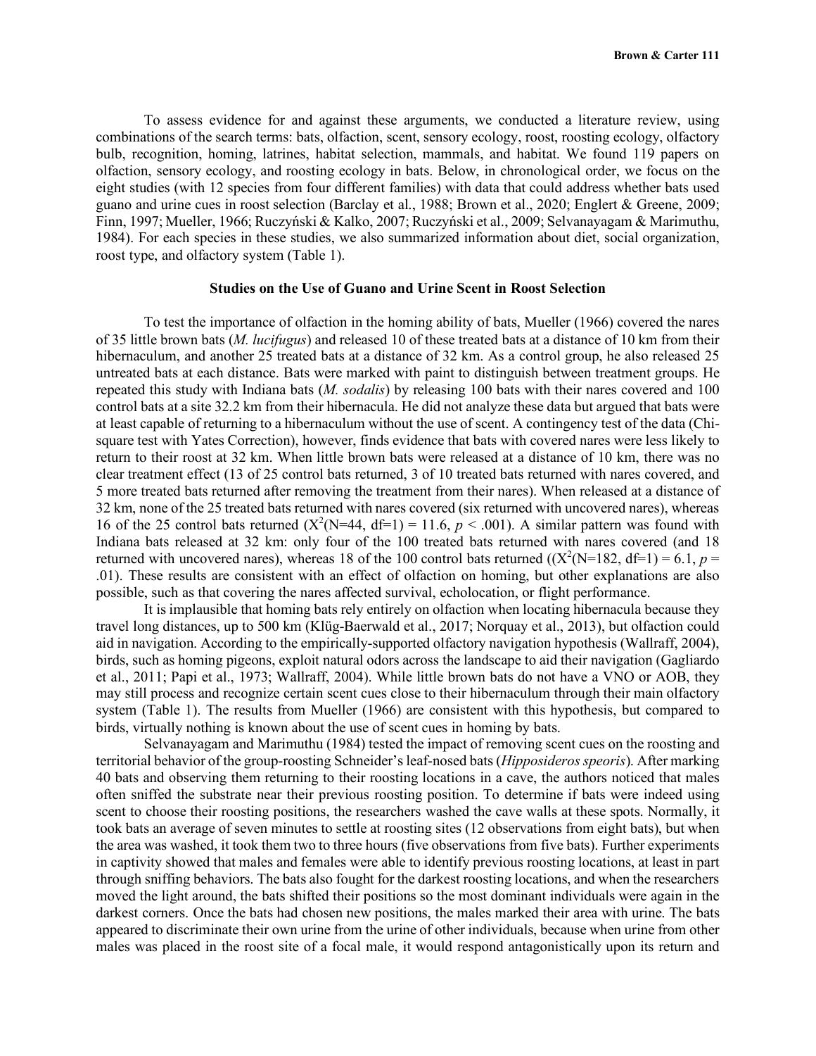To assess evidence for and against these arguments, we conducted a literature review, using combinations of the search terms: bats, olfaction, scent, sensory ecology, roost, roosting ecology, olfactory bulb, recognition, homing, latrines, habitat selection, mammals, and habitat. We found 119 papers on olfaction, sensory ecology, and roosting ecology in bats. Below, in chronological order, we focus on the eight studies (with 12 species from four different families) with data that could address whether bats used guano and urine cues in roost selection (Barclay et al., 1988; Brown et al., 2020; Englert & Greene, 2009; Finn, 1997; Mueller, 1966; Ruczyński & Kalko, 2007; Ruczyński et al., 2009; Selvanayagam & Marimuthu, 1984). For each species in these studies, we also summarized information about diet, social organization, roost type, and olfactory system (Table 1).

## Studies on the Use of Guano and Urine Scent in Roost Selection

To test the importance of olfaction in the homing ability of bats, Mueller (1966) covered the nares of 35 little brown bats (*M. lucifugus*) and released 10 of these treated bats at a distance of 10 km from their hibernaculum, and another 25 treated bats at a distance of 32 km. As a control group, he also released 25 untreated bats at each distance. Bats were marked with paint to distinguish between treatment groups. He repeated this study with Indiana bats (*M. sodalis*) by releasing 100 bats with their nares covered and 100 control bats at a site 32.2 km from their hibernacula. He did not analyze these data but argued that bats were at least capable of returning to a hibernaculum without the use of scent. A contingency test of the data (Chi-square test with Yates Correction), however, finds evidence that bats with covered nares were less likely to return to their roost at 32 km. When little brown bats were released at a distance of 10 km, there was no clear treatment effect (13 of 25 control bats returned, 3 of 10 treated bats returned with nares covered, and 5 more treated bats returned after removing the treatment from their nares). When released at a distance of 32 km, none of the 25 treated bats returned with nares covered (six returned with uncovered nares), whereas 16 of the 25 control bats returned ($X^2$(N=44, df=1) = 11.6, $p < .001$). A similar pattern was found with Indiana bats released at 32 km: only four of the 100 treated bats returned with nares covered (and 18 returned with uncovered nares), whereas 18 of the 100 control bats returned (($X^2$(N=182, df=1) = 6.1, $p = .01$). These results are consistent with an effect of olfaction on homing, but other explanations are also possible, such as that covering the nares affected survival, echolocation, or flight performance.

It is implausible that homing bats rely entirely on olfaction when locating hibernacula because they travel long distances, up to 500 km (Klüg-Baerwald et al., 2017; Norquay et al., 2013), but olfaction could aid in navigation. According to the empirically-supported olfactory navigation hypothesis (Wallraff, 2004), birds, such as homing pigeons, exploit natural odors across the landscape to aid their navigation (Gagliardo et al., 2011; Papi et al., 1973; Wallraff, 2004). While little brown bats do not have a VNO or AOB, they may still process and recognize certain scent cues close to their hibernaculum through their main olfactory system (Table 1). The results from Mueller (1966) are consistent with this hypothesis, but compared to birds, virtually nothing is known about the use of scent cues in homing by bats.

Selvanayagam and Marimuthu (1984) tested the impact of removing scent cues on the roosting and territorial behavior of the group-roosting Schneider's leaf-nosed bats (*Hipposideros speoris*). After marking 40 bats and observing them returning to their roosting locations in a cave, the authors noticed that males often sniffed the substrate near their previous roosting position. To determine if bats were indeed using scent to choose their roosting positions, the researchers washed the cave walls at these spots. Normally, it took bats an average of seven minutes to settle at roosting sites (12 observations from eight bats), but when the area was washed, it took them two to three hours (five observations from five bats). Further experiments in captivity showed that males and females were able to identify previous roosting locations, at least in part through sniffing behaviors. The bats also fought for the darkest roosting locations, and when the researchers moved the light around, the bats shifted their positions so the most dominant individuals were again in the darkest corners. Once the bats had chosen new positions, the males marked their area with urine. The bats appeared to discriminate their own urine from the urine of other individuals, because when urine from other males was placed in the roost site of a focal male, it would respond antagonistically upon its return and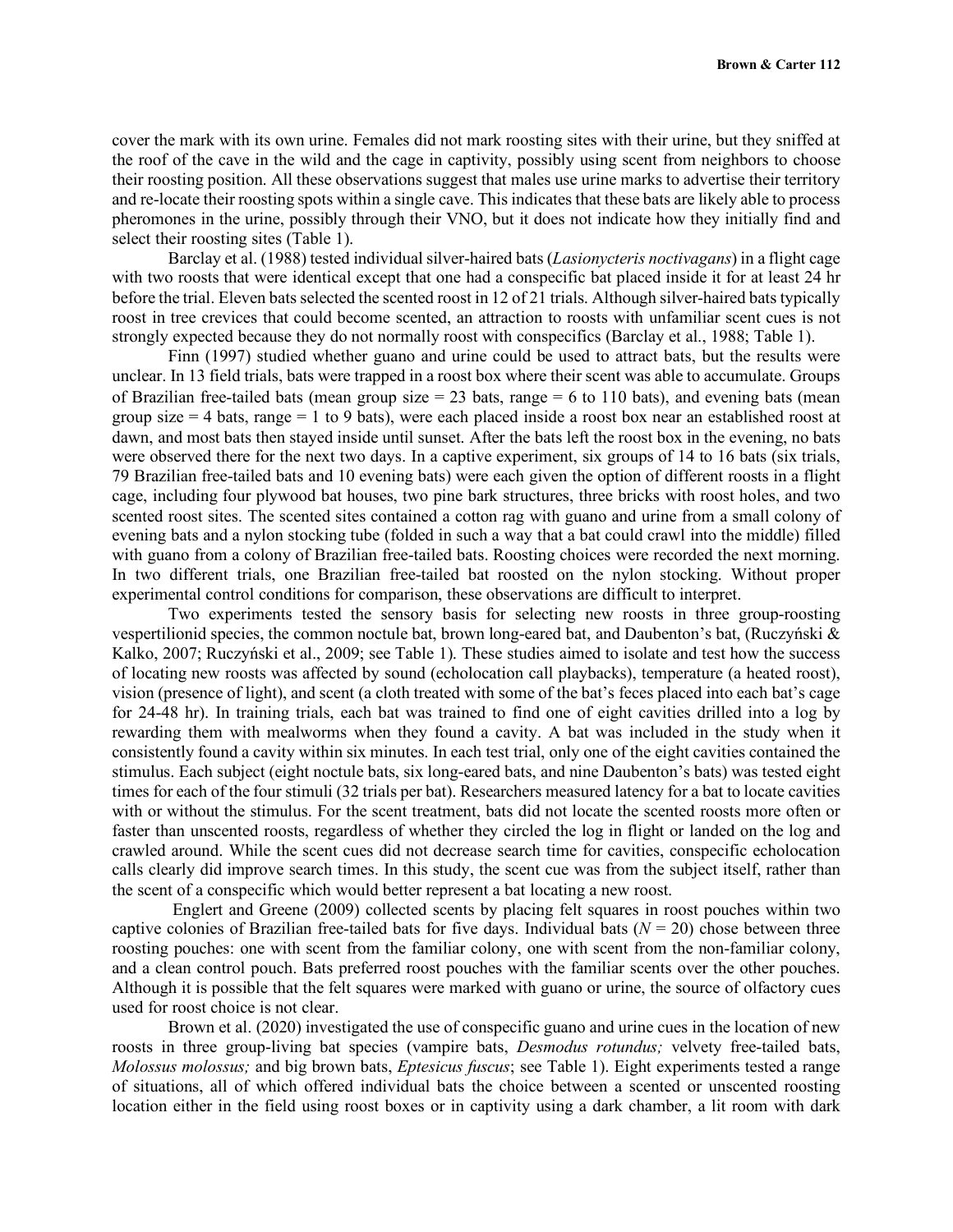cover the mark with its own urine. Females did not mark roosting sites with their urine, but they sniffed at the roof of the cave in the wild and the cage in captivity, possibly using scent from neighbors to choose their roosting position. All these observations suggest that males use urine marks to advertise their territory and re-locate their roosting spots within a single cave. This indicates that these bats are likely able to process pheromones in the urine, possibly through their VNO, but it does not indicate how they initially find and select their roosting sites (Table 1).

Barclay et al. (1988) tested individual silver-haired bats (*Lasionycteris noctivagans*) in a flight cage with two roosts that were identical except that one had a conspecific bat placed inside it for at least 24 hr before the trial. Eleven bats selected the scented roost in 12 of 21 trials. Although silver-haired bats typically roost in tree crevices that could become scented, an attraction to roosts with unfamiliar scent cues is not strongly expected because they do not normally roost with conspecifics (Barclay et al., 1988; Table 1).

Finn (1997) studied whether guano and urine could be used to attract bats, but the results were unclear. In 13 field trials, bats were trapped in a roost box where their scent was able to accumulate. Groups of Brazilian free-tailed bats (mean group size = 23 bats, range = 6 to 110 bats), and evening bats (mean group size = 4 bats, range = 1 to 9 bats), were each placed inside a roost box near an established roost at dawn, and most bats then stayed inside until sunset. After the bats left the roost box in the evening, no bats were observed there for the next two days. In a captive experiment, six groups of 14 to 16 bats (six trials, 79 Brazilian free-tailed bats and 10 evening bats) were each given the option of different roosts in a flight cage, including four plywood bat houses, two pine bark structures, three bricks with roost holes, and two scented roost sites. The scented sites contained a cotton rag with guano and urine from a small colony of evening bats and a nylon stocking tube (folded in such a way that a bat could crawl into the middle) filled with guano from a colony of Brazilian free-tailed bats. Roosting choices were recorded the next morning. In two different trials, one Brazilian free-tailed bat roosted on the nylon stocking. Without proper experimental control conditions for comparison, these observations are difficult to interpret.

Two experiments tested the sensory basis for selecting new roosts in three group-roosting vespertilionid species, the common noctule bat, brown long-eared bat, and Daubenton's bat, (Ruczyński & Kalko, 2007; Ruczyński et al., 2009; see Table 1). These studies aimed to isolate and test how the success of locating new roosts was affected by sound (echolocation call playbacks), temperature (a heated roost), vision (presence of light), and scent (a cloth treated with some of the bat's feces placed into each bat's cage for 24-48 hr). In training trials, each bat was trained to find one of eight cavities drilled into a log by rewarding them with mealworms when they found a cavity. A bat was included in the study when it consistently found a cavity within six minutes. In each test trial, only one of the eight cavities contained the stimulus. Each subject (eight noctule bats, six long-eared bats, and nine Daubenton's bats) was tested eight times for each of the four stimuli (32 trials per bat). Researchers measured latency for a bat to locate cavities with or without the stimulus. For the scent treatment, bats did not locate the scented roosts more often or faster than unscented roosts, regardless of whether they circled the log in flight or landed on the log and crawled around. While the scent cues did not decrease search time for cavities, conspecific echolocation calls clearly did improve search times. In this study, the scent cue was from the subject itself, rather than the scent of a conspecific which would better represent a bat locating a new roost.

Englert and Greene (2009) collected scents by placing felt squares in roost pouches within two captive colonies of Brazilian free-tailed bats for five days. Individual bats ($N$ = 20) chose between three roosting pouches: one with scent from the familiar colony, one with scent from the non-familiar colony, and a clean control pouch. Bats preferred roost pouches with the familiar scents over the other pouches. Although it is possible that the felt squares were marked with guano or urine, the source of olfactory cues used for roost choice is not clear.

Brown et al. (2020) investigated the use of conspecific guano and urine cues in the location of new roosts in three group-living bat species (vampire bats, *Desmodus rotundus;* velvety free-tailed bats, *Molossus molossus;* and big brown bats, *Eptesicus fuscus*; see Table 1). Eight experiments tested a range of situations, all of which offered individual bats the choice between a scented or unscented roosting location either in the field using roost boxes or in captivity using a dark chamber, a lit room with dark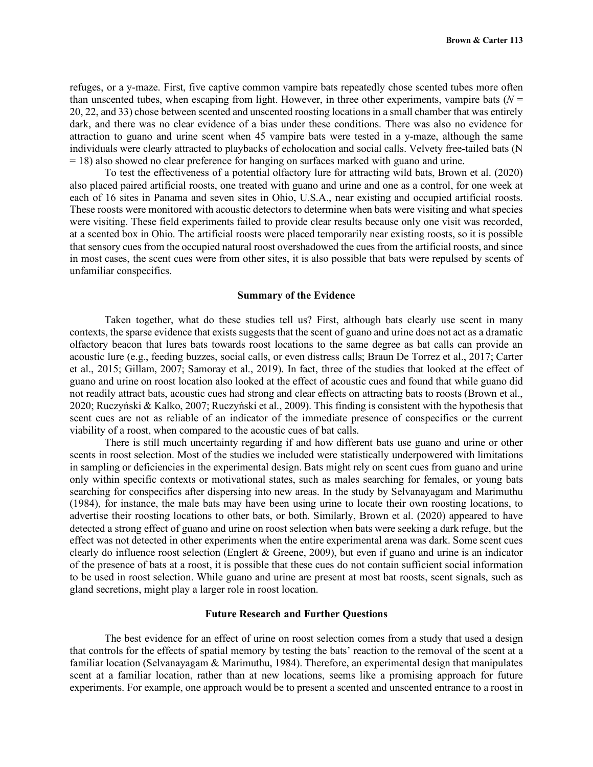refuges, or a y-maze. First, five captive common vampire bats repeatedly chose scented tubes more often than unscented tubes, when escaping from light. However, in three other experiments, vampire bats (*N* = 20, 22, and 33) chose between scented and unscented roosting locations in a small chamber that was entirely dark, and there was no clear evidence of a bias under these conditions. There was also no evidence for attraction to guano and urine scent when 45 vampire bats were tested in a y-maze, although the same individuals were clearly attracted to playbacks of echolocation and social calls. Velvety free-tailed bats (N = 18) also showed no clear preference for hanging on surfaces marked with guano and urine.

To test the effectiveness of a potential olfactory lure for attracting wild bats, Brown et al. (2020) also placed paired artificial roosts, one treated with guano and urine and one as a control, for one week at each of 16 sites in Panama and seven sites in Ohio, U.S.A., near existing and occupied artificial roosts. These roosts were monitored with acoustic detectors to determine when bats were visiting and what species were visiting. These field experiments failed to provide clear results because only one visit was recorded, at a scented box in Ohio. The artificial roosts were placed temporarily near existing roosts, so it is possible that sensory cues from the occupied natural roost overshadowed the cues from the artificial roosts, and since in most cases, the scent cues were from other sites, it is also possible that bats were repulsed by scents of unfamiliar conspecifics.

## Summary of the Evidence

Taken together, what do these studies tell us? First, although bats clearly use scent in many contexts, the sparse evidence that exists suggests that the scent of guano and urine does not act as a dramatic olfactory beacon that lures bats towards roost locations to the same degree as bat calls can provide an acoustic lure (e.g., feeding buzzes, social calls, or even distress calls; Braun De Torrez et al., 2017; Carter et al., 2015; Gillam, 2007; Samoray et al., 2019). In fact, three of the studies that looked at the effect of guano and urine on roost location also looked at the effect of acoustic cues and found that while guano did not readily attract bats, acoustic cues had strong and clear effects on attracting bats to roosts (Brown et al., 2020; Ruczyński & Kalko, 2007; Ruczyński et al., 2009). This finding is consistent with the hypothesis that scent cues are not as reliable of an indicator of the immediate presence of conspecifics or the current viability of a roost, when compared to the acoustic cues of bat calls.

There is still much uncertainty regarding if and how different bats use guano and urine or other scents in roost selection. Most of the studies we included were statistically underpowered with limitations in sampling or deficiencies in the experimental design. Bats might rely on scent cues from guano and urine only within specific contexts or motivational states, such as males searching for females, or young bats searching for conspecifics after dispersing into new areas. In the study by Selvanayagam and Marimuthu (1984), for instance, the male bats may have been using urine to locate their own roosting locations, to advertise their roosting locations to other bats, or both. Similarly, Brown et al. (2020) appeared to have detected a strong effect of guano and urine on roost selection when bats were seeking a dark refuge, but the effect was not detected in other experiments when the entire experimental arena was dark. Some scent cues clearly do influence roost selection (Englert & Greene, 2009), but even if guano and urine is an indicator of the presence of bats at a roost, it is possible that these cues do not contain sufficient social information to be used in roost selection. While guano and urine are present at most bat roosts, scent signals, such as gland secretions, might play a larger role in roost location.

## Future Research and Further Questions

The best evidence for an effect of urine on roost selection comes from a study that used a design that controls for the effects of spatial memory by testing the bats' reaction to the removal of the scent at a familiar location (Selvanayagam & Marimuthu, 1984). Therefore, an experimental design that manipulates scent at a familiar location, rather than at new locations, seems like a promising approach for future experiments. For example, one approach would be to present a scented and unscented entrance to a roost in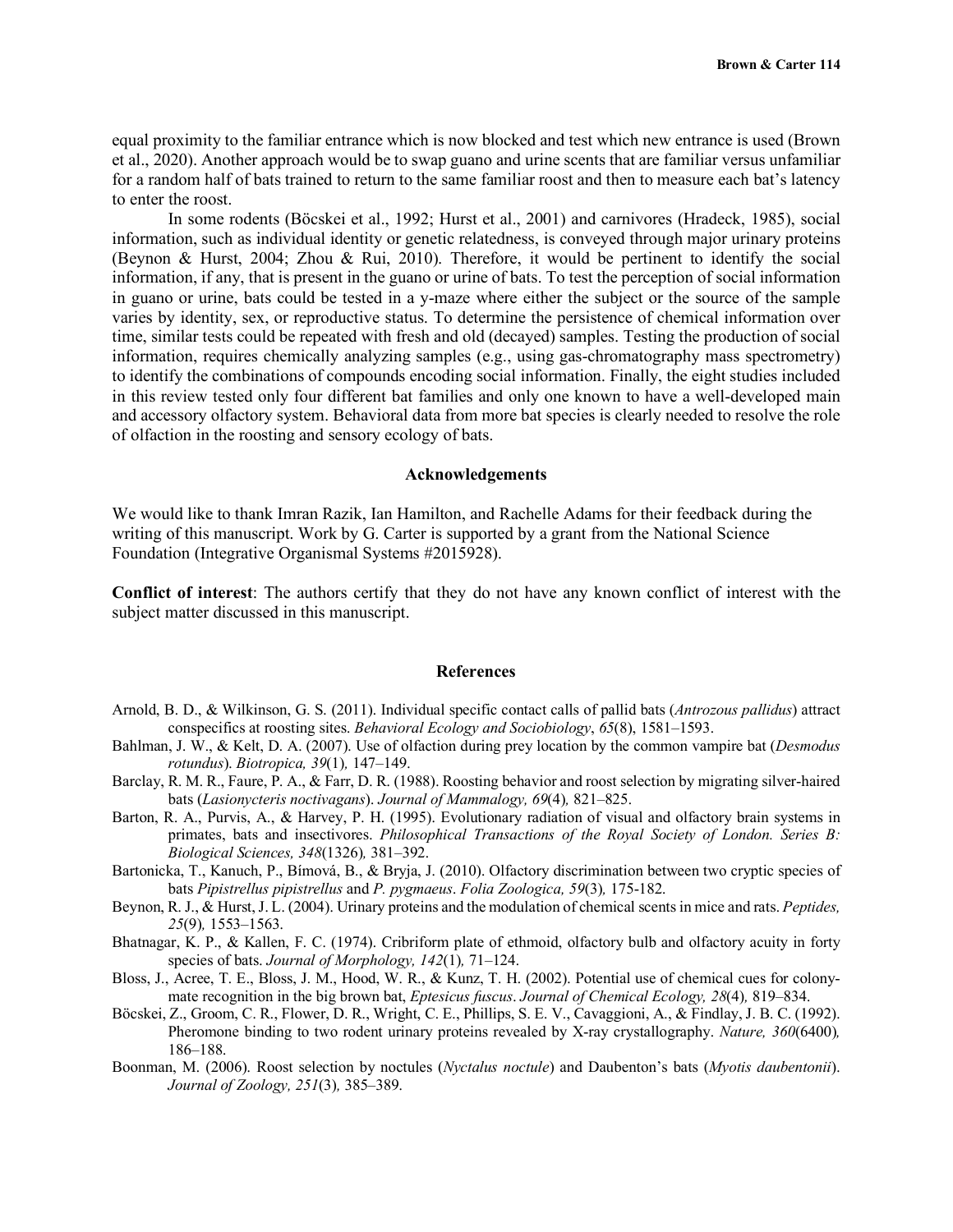equal proximity to the familiar entrance which is now blocked and test which new entrance is used (Brown et al., 2020). Another approach would be to swap guano and urine scents that are familiar versus unfamiliar for a random half of bats trained to return to the same familiar roost and then to measure each bat's latency to enter the roost.

In some rodents (Böcskei et al., 1992; Hurst et al., 2001) and carnivores (Hradeck, 1985), social information, such as individual identity or genetic relatedness, is conveyed through major urinary proteins (Beynon & Hurst, 2004; Zhou & Rui, 2010). Therefore, it would be pertinent to identify the social information, if any, that is present in the guano or urine of bats. To test the perception of social information in guano or urine, bats could be tested in a y-maze where either the subject or the source of the sample varies by identity, sex, or reproductive status. To determine the persistence of chemical information over time, similar tests could be repeated with fresh and old (decayed) samples. Testing the production of social information, requires chemically analyzing samples (e.g., using gas-chromatography mass spectrometry) to identify the combinations of compounds encoding social information. Finally, the eight studies included in this review tested only four different bat families and only one known to have a well-developed main and accessory olfactory system. Behavioral data from more bat species is clearly needed to resolve the role of olfaction in the roosting and sensory ecology of bats.

## Acknowledgements

We would like to thank Imran Razik, Ian Hamilton, and Rachelle Adams for their feedback during the writing of this manuscript. Work by G. Carter is supported by a grant from the National Science Foundation (Integrative Organismal Systems #2015928).

**Conflict of interest**: The authors certify that they do not have any known conflict of interest with the subject matter discussed in this manuscript.

## References

Arnold, B. D., & Wilkinson, G. S. (2011). Individual specific contact calls of pallid bats (*Antrozous pallidus*) attract conspecifics at roosting sites. *Behavioral Ecology and Sociobiology*, *65*(8), 1581–1593.

Bahlman, J. W., & Kelt, D. A. (2007). Use of olfaction during prey location by the common vampire bat (*Desmodus rotundus*). *Biotropica, 39*(1)*,* 147–149.

Barclay, R. M. R., Faure, P. A., & Farr, D. R. (1988). Roosting behavior and roost selection by migrating silver-haired bats (*Lasionycteris noctivagans*). *Journal of Mammalogy, 69*(4)*,* 821–825.

Barton, R. A., Purvis, A., & Harvey, P. H. (1995). Evolutionary radiation of visual and olfactory brain systems in primates, bats and insectivores. *Philosophical Transactions of the Royal Society of London. Series B: Biological Sciences, 348*(1326)*,* 381–392.

Bartonicka, T., Kanuch, P., Bímová, B., & Bryja, J. (2010). Olfactory discrimination between two cryptic species of bats *Pipistrellus pipistrellus* and *P. pygmaeus*. *Folia Zoologica, 59*(3)*,* 175-182.

Beynon, R. J., & Hurst, J. L. (2004). Urinary proteins and the modulation of chemical scents in mice and rats. *Peptides, 25*(9)*,* 1553–1563.

Bhatnagar, K. P., & Kallen, F. C. (1974). Cribriform plate of ethmoid, olfactory bulb and olfactory acuity in forty species of bats. *Journal of Morphology, 142*(1)*,* 71–124.

Bloss, J., Acree, T. E., Bloss, J. M., Hood, W. R., & Kunz, T. H. (2002). Potential use of chemical cues for colony-mate recognition in the big brown bat, *Eptesicus fuscus*. *Journal of Chemical Ecology, 28*(4)*,* 819–834.

Böcskei, Z., Groom, C. R., Flower, D. R., Wright, C. E., Phillips, S. E. V., Cavaggioni, A., & Findlay, J. B. C. (1992). Pheromone binding to two rodent urinary proteins revealed by X-ray crystallography. *Nature, 360*(6400)*,* 186–188.

Boonman, M. (2006). Roost selection by noctules (*Nyctalus noctule*) and Daubenton's bats (*Myotis daubentonii*). *Journal of Zoology, 251*(3)*,* 385–389.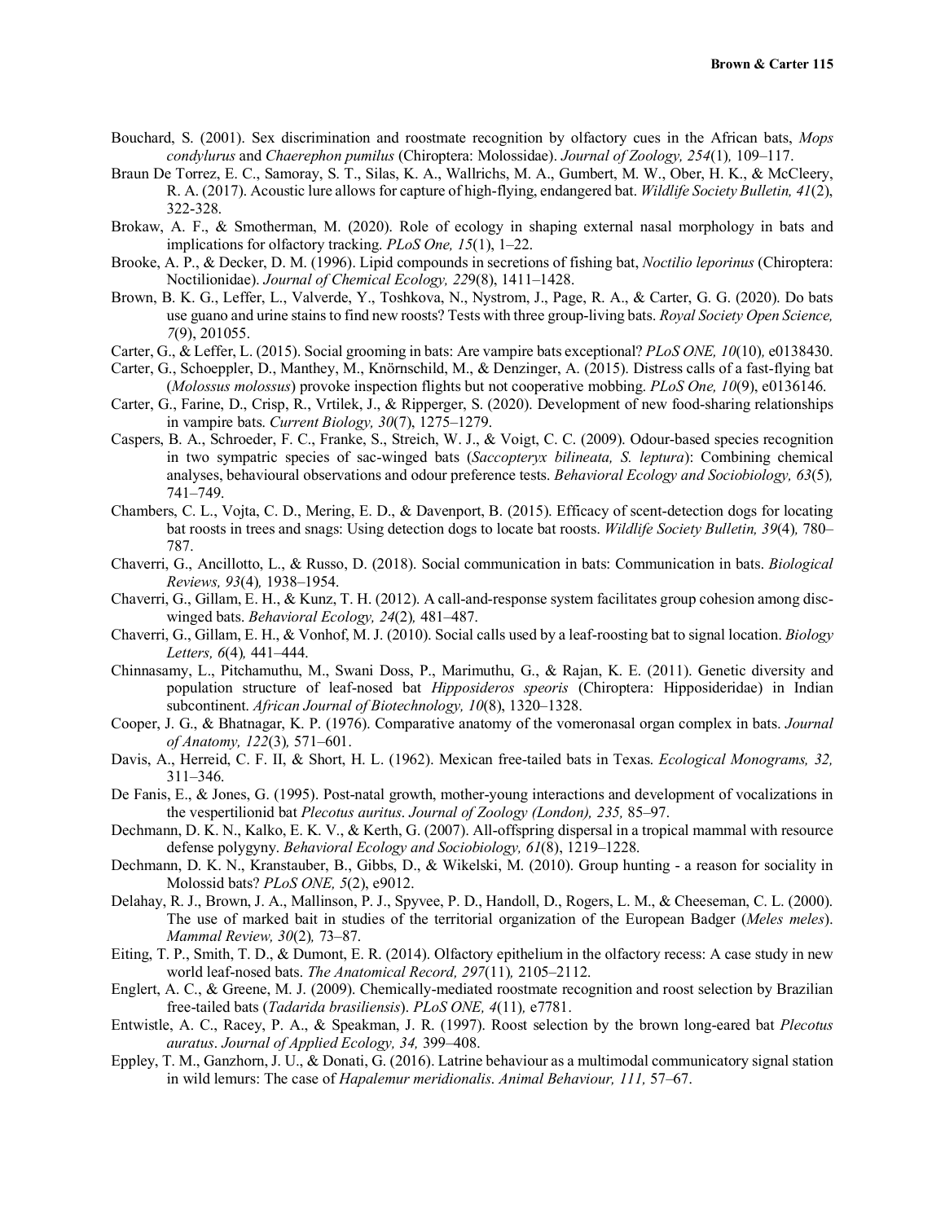Bouchard, S. (2001). Sex discrimination and roostmate recognition by olfactory cues in the African bats, *Mops condylurus* and *Chaerephon pumilus* (Chiroptera: Molossidae). *Journal of Zoology, 254*(1)*,* 109–117.

Braun De Torrez, E. C., Samoray, S. T., Silas, K. A., Wallrichs, M. A., Gumbert, M. W., Ober, H. K., & McCleery, R. A. (2017). Acoustic lure allows for capture of high-flying, endangered bat. *Wildlife Society Bulletin, 41*(2), 322-328.

Brokaw, A. F., & Smotherman, M. (2020). Role of ecology in shaping external nasal morphology in bats and implications for olfactory tracking. *PLoS One, 15*(1), 1–22.

Brooke, A. P., & Decker, D. M. (1996). Lipid compounds in secretions of fishing bat, *Noctilio leporinus* (Chiroptera: Noctilionidae). *Journal of Chemical Ecology, 22*9(8), 1411–1428.

Brown, B. K. G., Leffer, L., Valverde, Y., Toshkova, N., Nystrom, J., Page, R. A., & Carter, G. G. (2020). Do bats use guano and urine stains to find new roosts? Tests with three group-living bats. *Royal Society Open Science, 7*(9), 201055.

Carter, G., & Leffer, L. (2015). Social grooming in bats: Are vampire bats exceptional? *PLoS ONE, 10*(10)*,* e0138430.

Carter, G., Schoeppler, D., Manthey, M., Knörnschild, M., & Denzinger, A. (2015). Distress calls of a fast-flying bat (*Molossus molossus*) provoke inspection flights but not cooperative mobbing. *PLoS One, 10*(9), e0136146.

Carter, G., Farine, D., Crisp, R., Vrtilek, J., & Ripperger, S. (2020). Development of new food-sharing relationships in vampire bats. *Current Biology, 30*(7), 1275–1279.

Caspers, B. A., Schroeder, F. C., Franke, S., Streich, W. J., & Voigt, C. C. (2009). Odour-based species recognition in two sympatric species of sac-winged bats (*Saccopteryx bilineata, S. leptura*): Combining chemical analyses, behavioural observations and odour preference tests. *Behavioral Ecology and Sociobiology, 63*(5)*,* 741–749.

Chambers, C. L., Vojta, C. D., Mering, E. D., & Davenport, B. (2015). Efficacy of scent-detection dogs for locating bat roosts in trees and snags: Using detection dogs to locate bat roosts. *Wildlife Society Bulletin, 39*(4)*,* 780–787.

Chaverri, G., Ancillotto, L., & Russo, D. (2018). Social communication in bats: Communication in bats. *Biological Reviews, 93*(4)*,* 1938–1954.

Chaverri, G., Gillam, E. H., & Kunz, T. H. (2012). A call-and-response system facilitates group cohesion among disc-winged bats. *Behavioral Ecology, 24*(2)*,* 481–487.

Chaverri, G., Gillam, E. H., & Vonhof, M. J. (2010). Social calls used by a leaf-roosting bat to signal location. *Biology Letters, 6*(4)*,* 441–444.

Chinnasamy, L., Pitchamuthu, M., Swani Doss, P., Marimuthu, G., & Rajan, K. E. (2011). Genetic diversity and population structure of leaf-nosed bat *Hipposideros speoris* (Chiroptera: Hipposideridae) in Indian subcontinent. *African Journal of Biotechnology, 10*(8), 1320–1328.

Cooper, J. G., & Bhatnagar, K. P. (1976). Comparative anatomy of the vomeronasal organ complex in bats. *Journal of Anatomy, 122*(3)*,* 571–601.

Davis, A., Herreid, C. F. II, & Short, H. L. (1962). Mexican free-tailed bats in Texas. *Ecological Monograms, 32,* 311–346.

De Fanis, E., & Jones, G. (1995). Post-natal growth, mother-young interactions and development of vocalizations in the vespertilionid bat *Plecotus auritus*. *Journal of Zoology (London), 235,* 85–97.

Dechmann, D. K. N., Kalko, E. K. V., & Kerth, G. (2007). All-offspring dispersal in a tropical mammal with resource defense polygyny. *Behavioral Ecology and Sociobiology, 61*(8), 1219–1228.

Dechmann, D. K. N., Kranstauber, B., Gibbs, D., & Wikelski, M. (2010). Group hunting - a reason for sociality in Molossid bats? *PLoS ONE, 5*(2), e9012.

Delahay, R. J., Brown, J. A., Mallinson, P. J., Spyvee, P. D., Handoll, D., Rogers, L. M., & Cheeseman, C. L. (2000). The use of marked bait in studies of the territorial organization of the European Badger (*Meles meles*). *Mammal Review, 30*(2)*,* 73–87.

Eiting, T. P., Smith, T. D., & Dumont, E. R. (2014). Olfactory epithelium in the olfactory recess: A case study in new world leaf-nosed bats. *The Anatomical Record, 297*(11)*,* 2105–2112.

Englert, A. C., & Greene, M. J. (2009). Chemically-mediated roostmate recognition and roost selection by Brazilian free-tailed bats (*Tadarida brasiliensis*). *PLoS ONE, 4*(11)*,* e7781.

Entwistle, A. C., Racey, P. A., & Speakman, J. R. (1997). Roost selection by the brown long-eared bat *Plecotus auratus*. *Journal of Applied Ecology, 34,* 399–408.

Eppley, T. M., Ganzhorn, J. U., & Donati, G. (2016). Latrine behaviour as a multimodal communicatory signal station in wild lemurs: The case of *Hapalemur meridionalis*. *Animal Behaviour, 111,* 57–67.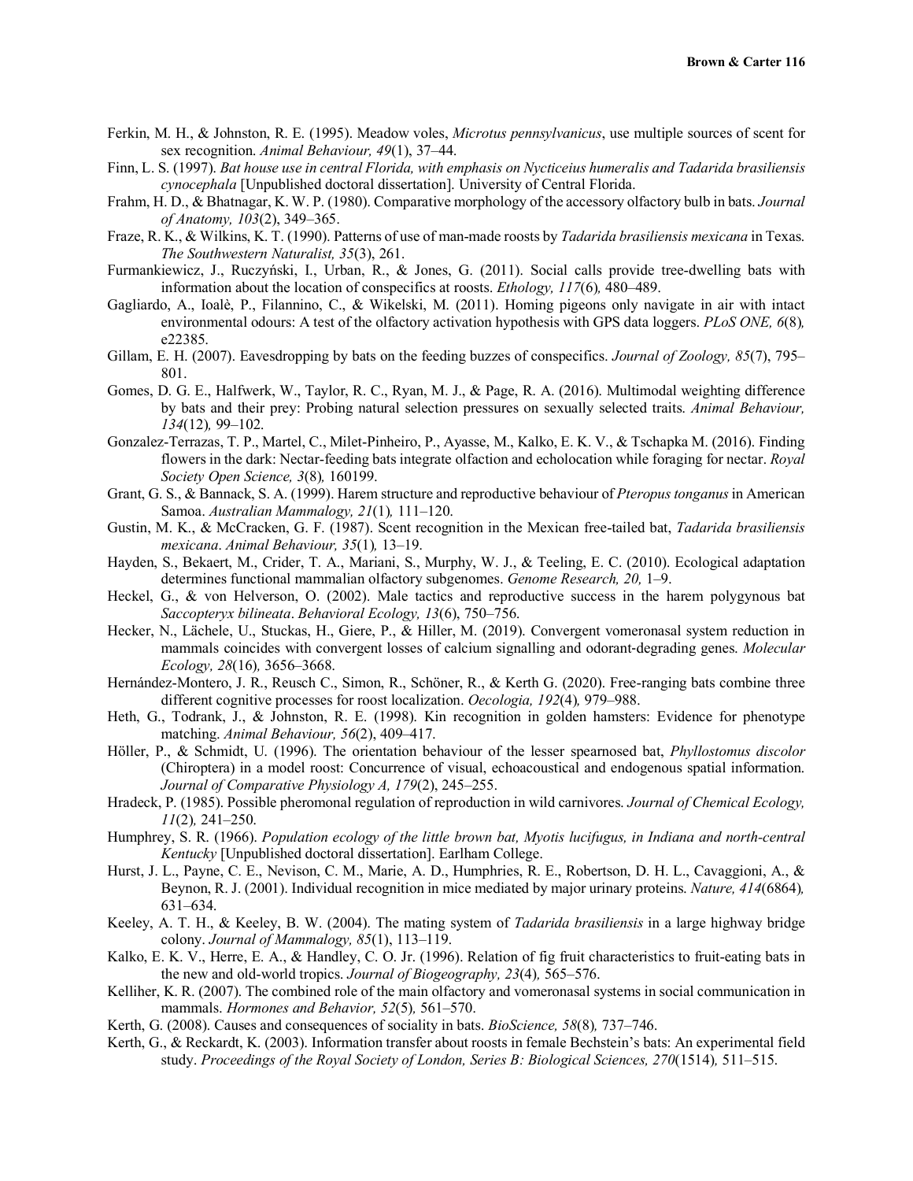Ferkin, M. H., & Johnston, R. E. (1995). Meadow voles, *Microtus pennsylvanicus*, use multiple sources of scent for sex recognition. *Animal Behaviour, 49*(1), 37–44.

Finn, L. S. (1997). *Bat house use in central Florida, with emphasis on Nycticeius humeralis and Tadarida brasiliensis cynocephala* [Unpublished doctoral dissertation]. University of Central Florida.

Frahm, H. D., & Bhatnagar, K. W. P. (1980). Comparative morphology of the accessory olfactory bulb in bats. *Journal of Anatomy, 103*(2), 349–365.

Fraze, R. K., & Wilkins, K. T. (1990). Patterns of use of man-made roosts by *Tadarida brasiliensis mexicana* in Texas. *The Southwestern Naturalist, 35*(3), 261.

Furmankiewicz, J., Ruczyński, I., Urban, R., & Jones, G. (2011). Social calls provide tree-dwelling bats with information about the location of conspecifics at roosts. *Ethology, 117*(6)*,* 480–489.

Gagliardo, A., Ioalè, P., Filannino, C., & Wikelski, M. (2011). Homing pigeons only navigate in air with intact environmental odours: A test of the olfactory activation hypothesis with GPS data loggers. *PLoS ONE, 6*(8)*,* e22385.

Gillam, E. H. (2007). Eavesdropping by bats on the feeding buzzes of conspecifics. *Journal of Zoology, 85*(7), 795–801.

Gomes, D. G. E., Halfwerk, W., Taylor, R. C., Ryan, M. J., & Page, R. A. (2016). Multimodal weighting difference by bats and their prey: Probing natural selection pressures on sexually selected traits. *Animal Behaviour, 134*(12)*,* 99–102.

Gonzalez-Terrazas, T. P., Martel, C., Milet-Pinheiro, P., Ayasse, M., Kalko, E. K. V., & Tschapka M. (2016). Finding flowers in the dark: Nectar-feeding bats integrate olfaction and echolocation while foraging for nectar. *Royal Society Open Science, 3*(8)*,* 160199.

Grant, G. S., & Bannack, S. A. (1999). Harem structure and reproductive behaviour of *Pteropus tonganus* in American Samoa. *Australian Mammalogy, 21*(1)*,* 111–120.

Gustin, M. K., & McCracken, G. F. (1987). Scent recognition in the Mexican free-tailed bat, *Tadarida brasiliensis mexicana*. *Animal Behaviour, 35*(1)*,* 13–19.

Hayden, S., Bekaert, M., Crider, T. A., Mariani, S., Murphy, W. J., & Teeling, E. C. (2010). Ecological adaptation determines functional mammalian olfactory subgenomes. *Genome Research, 20,* 1–9.

Heckel, G., & von Helverson, O. (2002). Male tactics and reproductive success in the harem polygynous bat *Saccopteryx bilineata*. *Behavioral Ecology, 13*(6), 750–756.

Hecker, N., Lächele, U., Stuckas, H., Giere, P., & Hiller, M. (2019). Convergent vomeronasal system reduction in mammals coincides with convergent losses of calcium signalling and odorant-degrading genes. *Molecular Ecology, 28*(16)*,* 3656–3668.

Hernández-Montero, J. R., Reusch C., Simon, R., Schöner, R., & Kerth G. (2020). Free-ranging bats combine three different cognitive processes for roost localization. *Oecologia, 192*(4)*,* 979–988.

Heth, G., Todrank, J., & Johnston, R. E. (1998). Kin recognition in golden hamsters: Evidence for phenotype matching. *Animal Behaviour, 56*(2), 409–417.

Höller, P., & Schmidt, U. (1996). The orientation behaviour of the lesser spearnosed bat, *Phyllostomus discolor* (Chiroptera) in a model roost: Concurrence of visual, echoacoustical and endogenous spatial information. *Journal of Comparative Physiology A, 179*(2), 245–255.

Hradeck, P. (1985). Possible pheromonal regulation of reproduction in wild carnivores. *Journal of Chemical Ecology, 11*(2)*,* 241–250.

Humphrey, S. R. (1966). *Population ecology of the little brown bat, Myotis lucifugus, in Indiana and north-central Kentucky* [Unpublished doctoral dissertation]. Earlham College.

Hurst, J. L., Payne, C. E., Nevison, C. M., Marie, A. D., Humphries, R. E., Robertson, D. H. L., Cavaggioni, A., & Beynon, R. J. (2001). Individual recognition in mice mediated by major urinary proteins. *Nature, 414*(6864)*,* 631–634.

Keeley, A. T. H., & Keeley, B. W. (2004). The mating system of *Tadarida brasiliensis* in a large highway bridge colony. *Journal of Mammalogy, 85*(1), 113–119.

Kalko, E. K. V., Herre, E. A., & Handley, C. O. Jr. (1996). Relation of fig fruit characteristics to fruit-eating bats in the new and old-world tropics. *Journal of Biogeography, 23*(4)*,* 565–576.

Kelliher, K. R. (2007). The combined role of the main olfactory and vomeronasal systems in social communication in mammals. *Hormones and Behavior, 52*(5)*,* 561–570.

Kerth, G. (2008). Causes and consequences of sociality in bats. *BioScience, 58*(8)*,* 737–746.

Kerth, G., & Reckardt, K. (2003). Information transfer about roosts in female Bechstein's bats: An experimental field study. *Proceedings of the Royal Society of London, Series B: Biological Sciences, 270*(1514)*,* 511–515.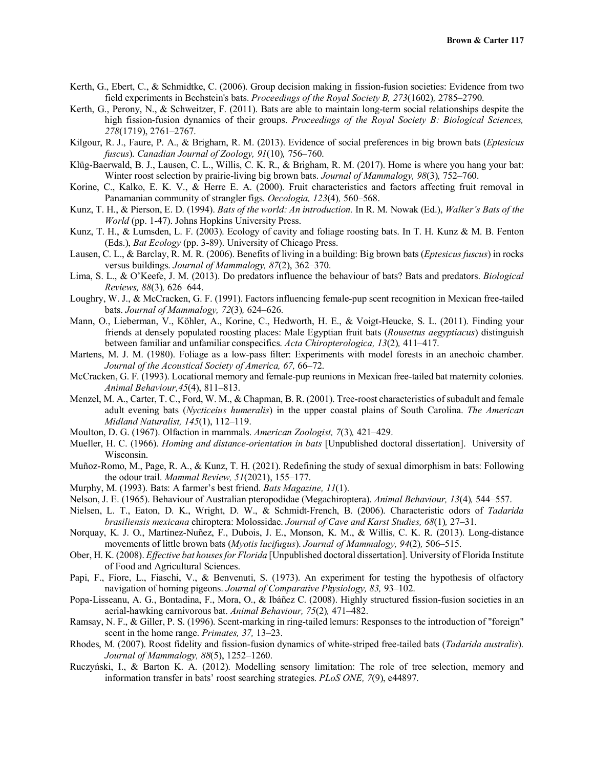Kerth, G., Ebert, C., & Schmidtke, C. (2006). Group decision making in fission-fusion societies: Evidence from two field experiments in Bechstein's bats. *Proceedings of the Royal Society B, 273*(1602)*,* 2785–2790.

Kerth, G., Perony, N., & Schweitzer, F. (2011). Bats are able to maintain long-term social relationships despite the high fission-fusion dynamics of their groups. *Proceedings of the Royal Society B: Biological Sciences, 278*(1719), 2761–2767.

Kilgour, R. J., Faure, P. A., & Brigham, R. M. (2013). Evidence of social preferences in big brown bats (*Eptesicus fuscus*). *Canadian Journal of Zoology, 91*(10)*,* 756–760.

Klüg-Baerwald, B. J., Lausen, C. L., Willis, C. K. R., & Brigham, R. M. (2017). Home is where you hang your bat: Winter roost selection by prairie-living big brown bats. *Journal of Mammalogy, 98*(3)*,* 752–760.

Korine, C., Kalko, E. K. V., & Herre E. A. (2000). Fruit characteristics and factors affecting fruit removal in Panamanian community of strangler figs. *Oecologia, 123*(4)*,* 560–568.

Kunz, T. H., & Pierson, E. D. (1994). *Bats of the world: An introduction.* In R. M. Nowak (Ed.), *Walker's Bats of the World* (pp. 1-47). Johns Hopkins University Press.

Kunz, T. H., & Lumsden, L. F. (2003). Ecology of cavity and foliage roosting bats. In T. H. Kunz & M. B. Fenton (Eds.), *Bat Ecology* (pp. 3-89). University of Chicago Press.

Lausen, C. L., & Barclay, R. M. R. (2006). Benefits of living in a building: Big brown bats (*Eptesicus fuscus*) in rocks versus buildings. *Journal of Mammalogy, 87*(2), 362–370.

Lima, S. L., & O'Keefe, J. M. (2013). Do predators influence the behaviour of bats? Bats and predators. *Biological Reviews, 88*(3)*,* 626–644.

Loughry, W. J., & McCracken, G. F. (1991). Factors influencing female-pup scent recognition in Mexican free-tailed bats. *Journal of Mammalogy, 72*(3)*,* 624–626.

Mann, O., Lieberman, V., Köhler, A., Korine, C., Hedworth, H. E., & Voigt-Heucke, S. L. (2011). Finding your friends at densely populated roosting places: Male Egyptian fruit bats (*Rousettus aegyptiacus*) distinguish between familiar and unfamiliar conspecifics. *Acta Chiropterologica, 13*(2)*,* 411–417.

Martens, M. J. M. (1980). Foliage as a low-pass filter: Experiments with model forests in an anechoic chamber. *Journal of the Acoustical Society of America, 67,* 66–72.

McCracken, G. F. (1993). Locational memory and female-pup reunions in Mexican free-tailed bat maternity colonies. *Animal Behaviour,45*(4), 811–813.

Menzel, M. A., Carter, T. C., Ford, W. M., & Chapman, B. R. (2001). Tree-roost characteristics of subadult and female adult evening bats (*Nycticeius humeralis*) in the upper coastal plains of South Carolina. *The American Midland Naturalist, 145*(1), 112–119.

Moulton, D. G. (1967). Olfaction in mammals. *American Zoologist, 7*(3)*,* 421–429.

Mueller, H. C. (1966). *Homing and distance-orientation in bats* [Unpublished doctoral dissertation]. University of Wisconsin.

Muñoz-Romo, M., Page, R. A., & Kunz, T. H. (2021). Redefining the study of sexual dimorphism in bats: Following the odour trail. *Mammal Review, 51*(2021), 155–177.

Murphy, M. (1993). Bats: A farmer's best friend. *Bats Magazine, 11*(1).

Nelson, J. E. (1965). Behaviour of Australian pteropodidae (Megachiroptera). *Animal Behaviour, 13*(4)*,* 544–557.

Nielsen, L. T., Eaton, D. K., Wright, D. W., & Schmidt-French, B. (2006). Characteristic odors of *Tadarida brasiliensis mexicana* chiroptera: Molossidae. *Journal of Cave and Karst Studies, 68*(1)*,* 27–31.

Norquay, K. J. O., Martinez-Nuñez, F., Dubois, J. E., Monson, K. M., & Willis, C. K. R. (2013). Long-distance movements of little brown bats (*Myotis lucifugus*). *Journal of Mammalogy, 94*(2)*,* 506–515.

Ober, H. K. (2008). *Effective bat houses for Florida* [Unpublished doctoral dissertation]. University of Florida Institute of Food and Agricultural Sciences.

Papi, F., Fiore, L., Fiaschi, V., & Benvenuti, S. (1973). An experiment for testing the hypothesis of olfactory navigation of homing pigeons. *Journal of Comparative Physiology, 83,* 93–102.

Popa-Lisseanu, A. G., Bontadina, F., Mora, O., & Ibáñez C. (2008). Highly structured fission-fusion societies in an aerial-hawking carnivorous bat. *Animal Behaviour, 75*(2)*,* 471–482.

Ramsay, N. F., & Giller, P. S. (1996). Scent-marking in ring-tailed lemurs: Responses to the introduction of "foreign" scent in the home range. *Primates, 37,* 13–23.

Rhodes, M. (2007). Roost fidelity and fission-fusion dynamics of white-striped free-tailed bats (*Tadarida australis*). *Journal of Mammalogy, 88*(5), 1252–1260.

Ruczyński, I., & Barton K. A. (2012). Modelling sensory limitation: The role of tree selection, memory and information transfer in bats' roost searching strategies. *PLoS ONE, 7*(9), e44897.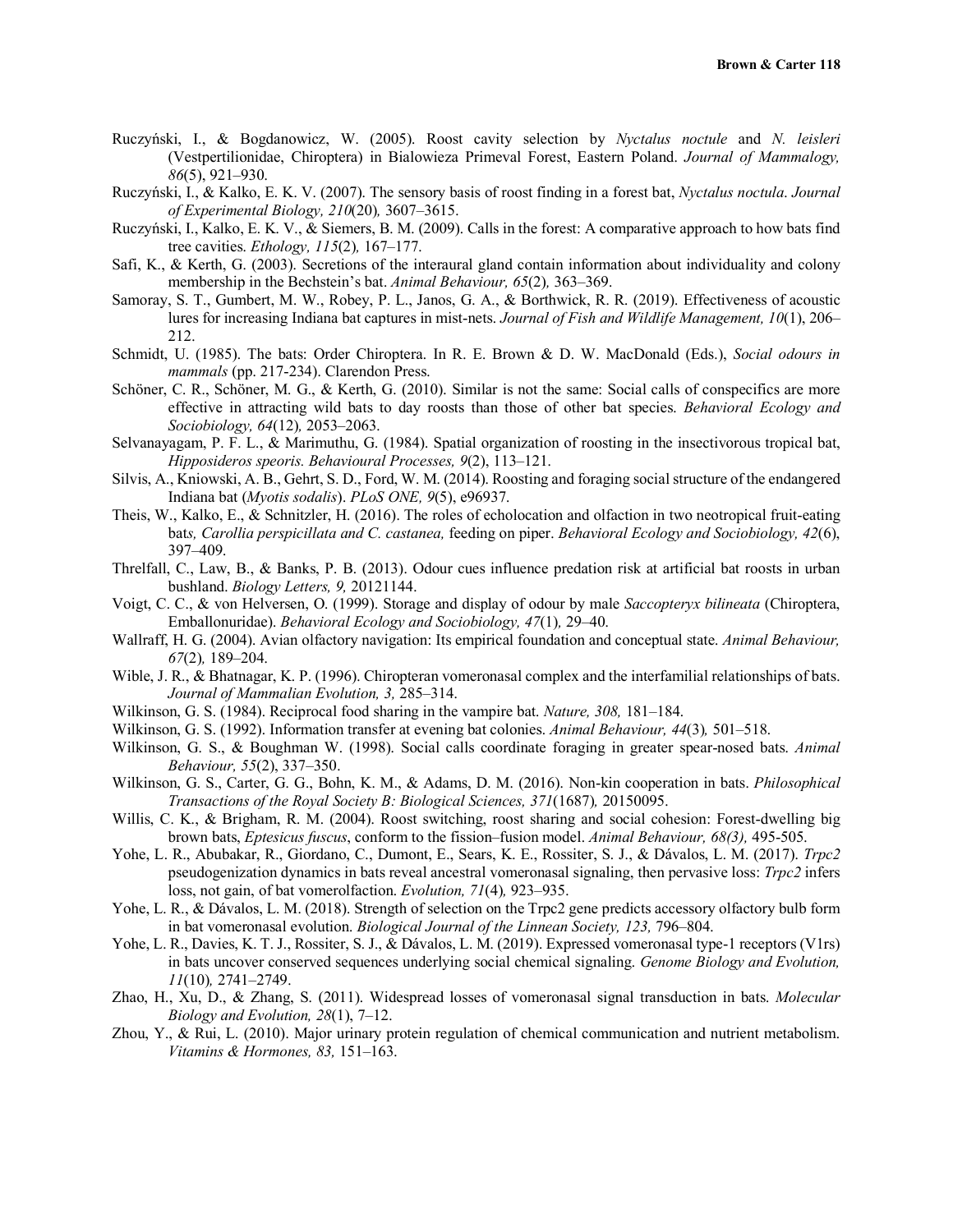Ruczyński, I., & Bogdanowicz, W. (2005). Roost cavity selection by *Nyctalus noctule* and *N. leisleri* (Vestpertilionidae, Chiroptera) in Bialowieza Primeval Forest, Eastern Poland. *Journal of Mammalogy, 86*(5), 921–930.

Ruczyński, I., & Kalko, E. K. V. (2007). The sensory basis of roost finding in a forest bat, *Nyctalus noctula*. *Journal of Experimental Biology, 210*(20)*,* 3607–3615.

Ruczyński, I., Kalko, E. K. V., & Siemers, B. M. (2009). Calls in the forest: A comparative approach to how bats find tree cavities. *Ethology, 115*(2)*,* 167–177.

Safi, K., & Kerth, G. (2003). Secretions of the interaural gland contain information about individuality and colony membership in the Bechstein's bat. *Animal Behaviour, 65*(2)*,* 363–369.

Samoray, S. T., Gumbert, M. W., Robey, P. L., Janos, G. A., & Borthwick, R. R. (2019). Effectiveness of acoustic lures for increasing Indiana bat captures in mist-nets. *Journal of Fish and Wildlife Management, 10*(1), 206–212.

Schmidt, U. (1985). The bats: Order Chiroptera. In R. E. Brown & D. W. MacDonald (Eds.), *Social odours in mammals* (pp. 217-234). Clarendon Press.

Schöner, C. R., Schöner, M. G., & Kerth, G. (2010). Similar is not the same: Social calls of conspecifics are more effective in attracting wild bats to day roosts than those of other bat species. *Behavioral Ecology and Sociobiology, 64*(12)*,* 2053–2063.

Selvanayagam, P. F. L., & Marimuthu, G. (1984). Spatial organization of roosting in the insectivorous tropical bat, *Hipposideros speoris*. *Behavioural Processes, 9*(2), 113–121.

Silvis, A., Kniowski, A. B., Gehrt, S. D., Ford, W. M. (2014). Roosting and foraging social structure of the endangered Indiana bat (*Myotis sodalis*). *PLoS ONE, 9*(5), e96937.

Theis, W., Kalko, E., & Schnitzler, H. (2016). The roles of echolocation and olfaction in two neotropical fruit-eating bat*s, Carollia perspicillata and C. castanea,* feeding on piper. *Behavioral Ecology and Sociobiology, 42*(6), 397–409.

Threlfall, C., Law, B., & Banks, P. B. (2013). Odour cues influence predation risk at artificial bat roosts in urban bushland. *Biology Letters, 9,* 20121144.

Voigt, C. C., & von Helversen, O. (1999). Storage and display of odour by male *Saccopteryx bilineata* (Chiroptera, Emballonuridae). *Behavioral Ecology and Sociobiology, 47*(1)*,* 29–40.

Wallraff, H. G. (2004). Avian olfactory navigation: Its empirical foundation and conceptual state. *Animal Behaviour, 67*(2)*,* 189–204.

Wible, J. R., & Bhatnagar, K. P. (1996). Chiropteran vomeronasal complex and the interfamilial relationships of bats. *Journal of Mammalian Evolution, 3,* 285–314.

Wilkinson, G. S. (1984). Reciprocal food sharing in the vampire bat. *Nature, 308,* 181–184.

Wilkinson, G. S. (1992). Information transfer at evening bat colonies. *Animal Behaviour, 44*(3)*,* 501–518.

Wilkinson, G. S., & Boughman W. (1998). Social calls coordinate foraging in greater spear-nosed bats. *Animal Behaviour, 55*(2), 337–350.

Wilkinson, G. S., Carter, G. G., Bohn, K. M., & Adams, D. M. (2016). Non-kin cooperation in bats. *Philosophical Transactions of the Royal Society B: Biological Sciences, 371*(1687)*,* 20150095.

Willis, C. K., & Brigham, R. M. (2004). Roost switching, roost sharing and social cohesion: Forest-dwelling big brown bats, *Eptesicus fuscus*, conform to the fission–fusion model. *Animal Behaviour, 68(3),* 495-505.

Yohe, L. R., Abubakar, R., Giordano, C., Dumont, E., Sears, K. E., Rossiter, S. J., & Dávalos, L. M. (2017). *Trpc2* pseudogenization dynamics in bats reveal ancestral vomeronasal signaling, then pervasive loss: *Trpc2* infers loss, not gain, of bat vomerolfaction. *Evolution, 71*(4)*,* 923–935.

Yohe, L. R., & Dávalos, L. M. (2018). Strength of selection on the Trpc2 gene predicts accessory olfactory bulb form in bat vomeronasal evolution. *Biological Journal of the Linnean Society, 123,* 796–804.

Yohe, L. R., Davies, K. T. J., Rossiter, S. J., & Dávalos, L. M. (2019). Expressed vomeronasal type-1 receptors (V1rs) in bats uncover conserved sequences underlying social chemical signaling. *Genome Biology and Evolution, 11*(10)*,* 2741–2749.

Zhao, H., Xu, D., & Zhang, S. (2011). Widespread losses of vomeronasal signal transduction in bats. *Molecular Biology and Evolution, 28*(1), 7–12.

Zhou, Y., & Rui, L. (2010). Major urinary protein regulation of chemical communication and nutrient metabolism. *Vitamins & Hormones, 83,* 151–163.